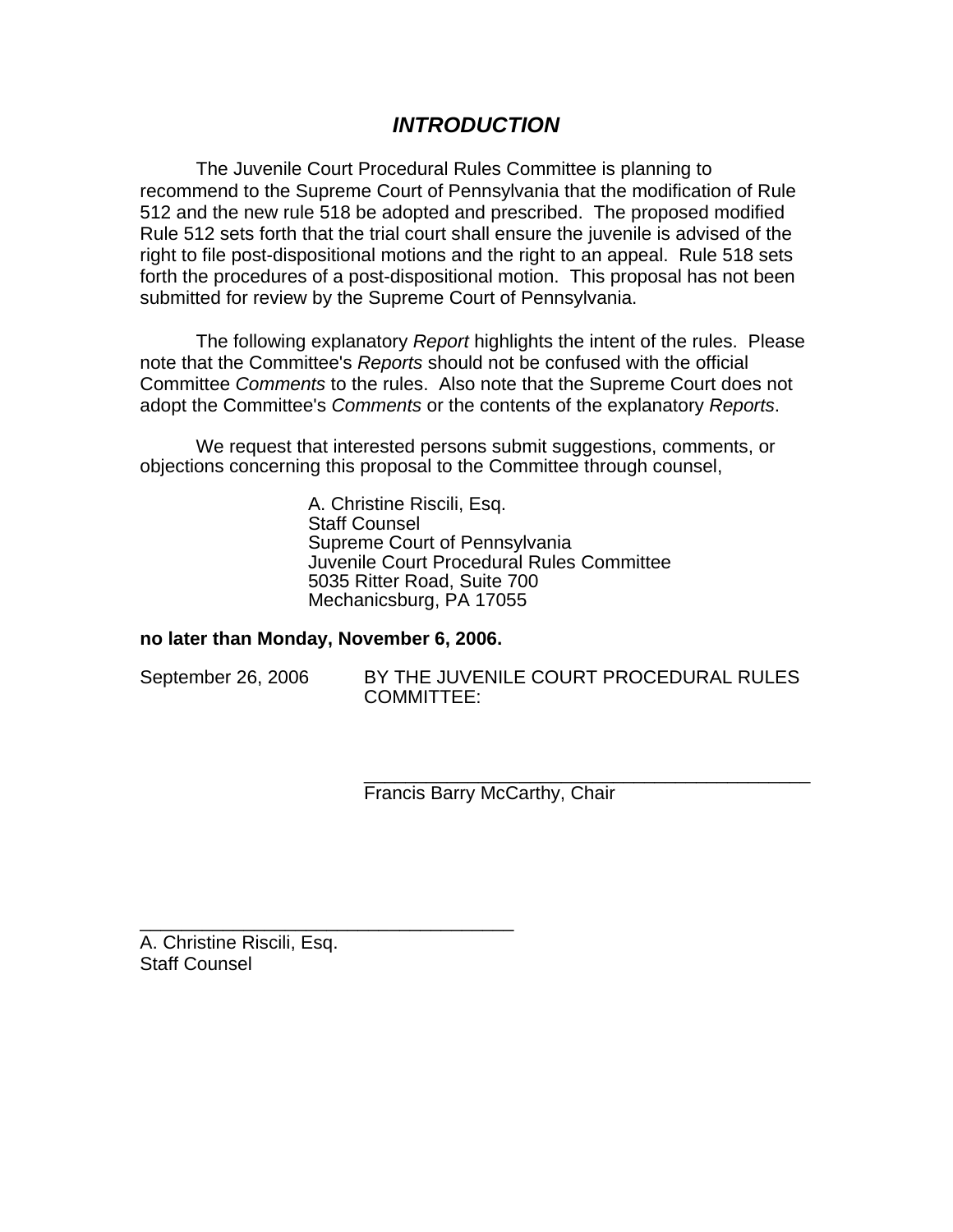## *INTRODUCTION*

The Juvenile Court Procedural Rules Committee is planning to recommend to the Supreme Court of Pennsylvania that the modification of Rule 512 and the new rule 518 be adopted and prescribed. The proposed modified Rule 512 sets forth that the trial court shall ensure the juvenile is advised of the right to file post-dispositional motions and the right to an appeal. Rule 518 sets forth the procedures of a post-dispositional motion. This proposal has not been submitted for review by the Supreme Court of Pennsylvania.

The following explanatory *Report* highlights the intent of the rules. Please note that the Committee's *Reports* should not be confused with the official Committee *Comments* to the rules. Also note that the Supreme Court does not adopt the Committee's *Comments* or the contents of the explanatory *Reports*.

We request that interested persons submit suggestions, comments, or objections concerning this proposal to the Committee through counsel,

A. Christine Riscili, Esq.
Staff Counsel
Supreme Court of Pennsylvania
Juvenile Court Procedural Rules Committee
5035 Ritter Road, Suite 700
Mechanicsburg, PA 17055

**no later than Monday, November 6, 2006.**

September 26, 2006 BY THE JUVENILE COURT PROCEDURAL RULES COMMITTEE:

_______________________________________________
Francis Barry McCarthy, Chair

_______________________________________
A. Christine Riscili, Esq.
Staff Counsel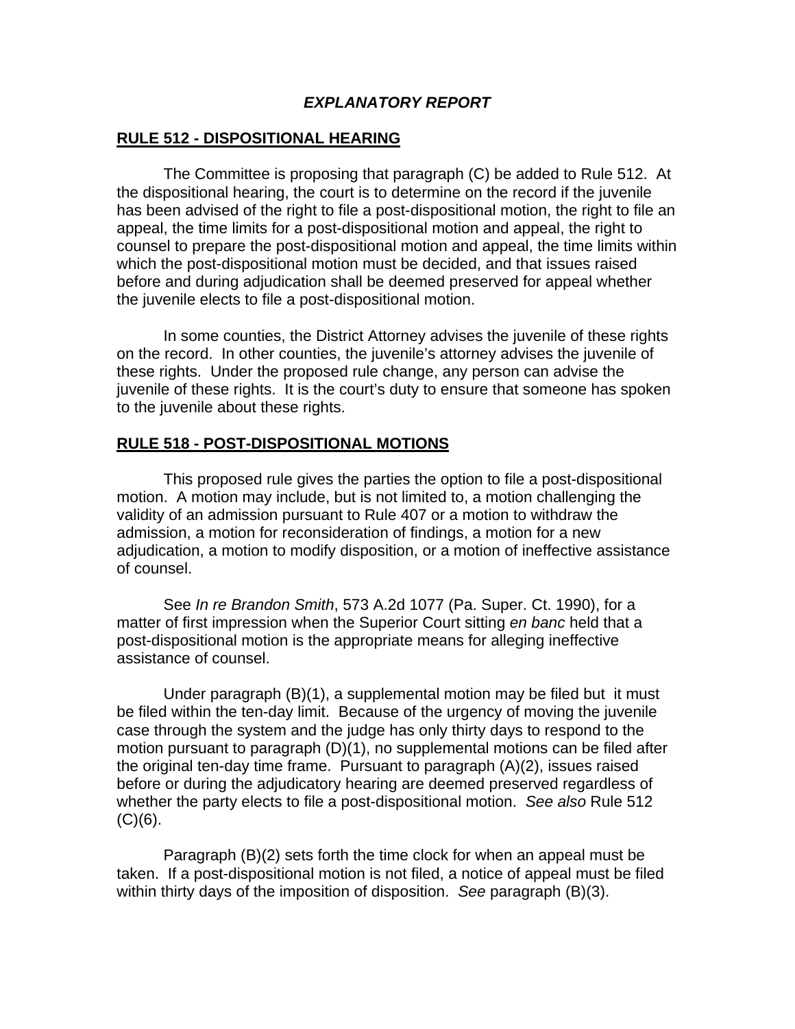## *EXPLANATORY REPORT*

### RULE 512 - DISPOSITIONAL HEARING

The Committee is proposing that paragraph (C) be added to Rule 512. At the dispositional hearing, the court is to determine on the record if the juvenile has been advised of the right to file a post-dispositional motion, the right to file an appeal, the time limits for a post-dispositional motion and appeal, the right to counsel to prepare the post-dispositional motion and appeal, the time limits within which the post-dispositional motion must be decided, and that issues raised before and during adjudication shall be deemed preserved for appeal whether the juvenile elects to file a post-dispositional motion.

In some counties, the District Attorney advises the juvenile of these rights on the record. In other counties, the juvenile's attorney advises the juvenile of these rights. Under the proposed rule change, any person can advise the juvenile of these rights. It is the court's duty to ensure that someone has spoken to the juvenile about these rights.

### RULE 518 - POST-DISPOSITIONAL MOTIONS

This proposed rule gives the parties the option to file a post-dispositional motion. A motion may include, but is not limited to, a motion challenging the validity of an admission pursuant to Rule 407 or a motion to withdraw the admission, a motion for reconsideration of findings, a motion for a new adjudication, a motion to modify disposition, or a motion of ineffective assistance of counsel.

See *In re Brandon Smith*, 573 A.2d 1077 (Pa. Super. Ct. 1990), for a matter of first impression when the Superior Court sitting *en banc* held that a post-dispositional motion is the appropriate means for alleging ineffective assistance of counsel.

Under paragraph (B)(1), a supplemental motion may be filed but it must be filed within the ten-day limit. Because of the urgency of moving the juvenile case through the system and the judge has only thirty days to respond to the motion pursuant to paragraph (D)(1), no supplemental motions can be filed after the original ten-day time frame. Pursuant to paragraph (A)(2), issues raised before or during the adjudicatory hearing are deemed preserved regardless of whether the party elects to file a post-dispositional motion. *See also* Rule 512 (C)(6).

Paragraph (B)(2) sets forth the time clock for when an appeal must be taken. If a post-dispositional motion is not filed, a notice of appeal must be filed within thirty days of the imposition of disposition. *See* paragraph (B)(3).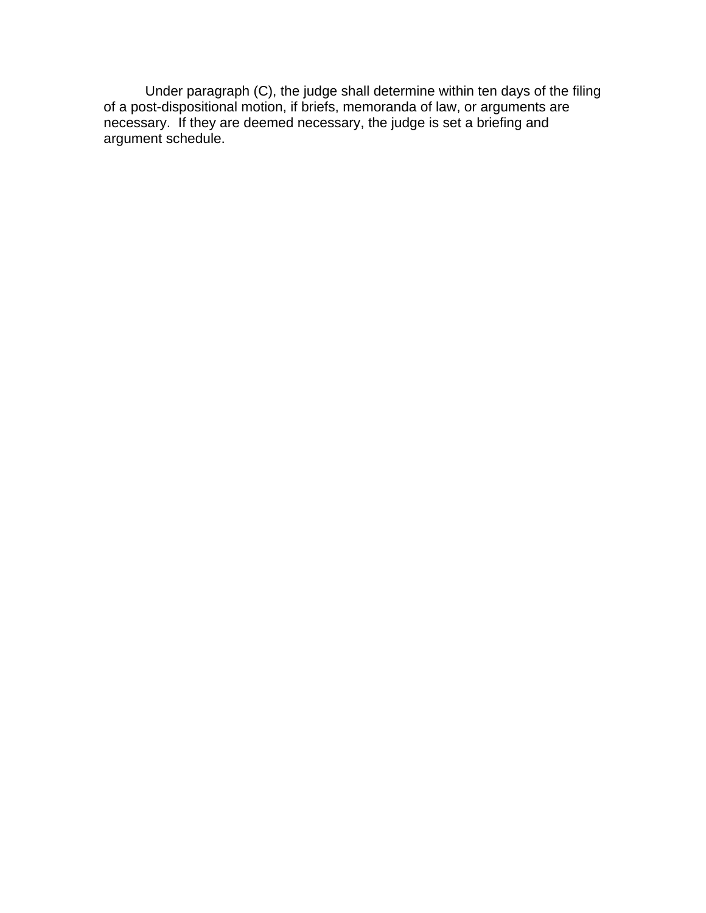Under paragraph (C), the judge shall determine within ten days of the filing of a post-dispositional motion, if briefs, memoranda of law, or arguments are necessary. If they are deemed necessary, the judge is set a briefing and argument schedule.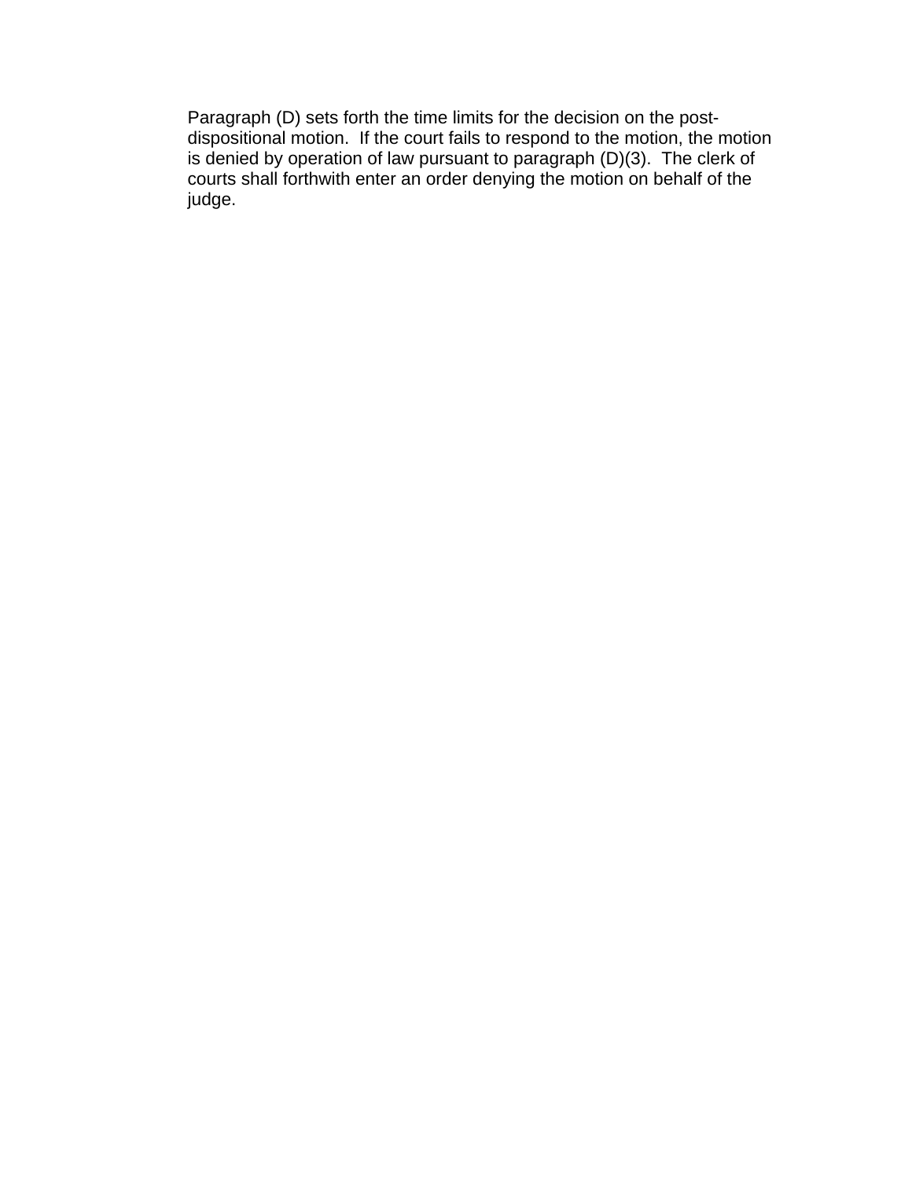Paragraph (D) sets forth the time limits for the decision on the post-dispositional motion. If the court fails to respond to the motion, the motion is denied by operation of law pursuant to paragraph (D)(3). The clerk of courts shall forthwith enter an order denying the motion on behalf of the judge.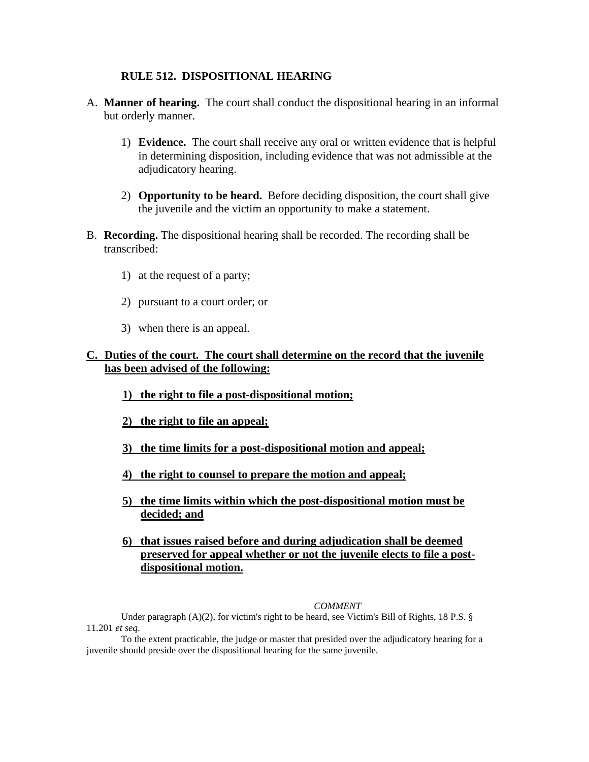## RULE 512. DISPOSITIONAL HEARING

A. **Manner of hearing.** The court shall conduct the dispositional hearing in an informal but orderly manner.

   1) **Evidence.** The court shall receive any oral or written evidence that is helpful in determining disposition, including evidence that was not admissible at the adjudicatory hearing.

   2) **Opportunity to be heard.** Before deciding disposition, the court shall give the juvenile and the victim an opportunity to make a statement.

B. **Recording.** The dispositional hearing shall be recorded. The recording shall be transcribed:

   1) at the request of a party;

   2) pursuant to a court order; or

   3) when there is an appeal.

<u>**C. Duties of the court. The court shall determine on the record that the juvenile has been advised of the following:**</u>

   <u>**1) the right to file a post-dispositional motion;**</u>

   <u>**2) the right to file an appeal;**</u>

   <u>**3) the time limits for a post-dispositional motion and appeal;**</u>

   <u>**4) the right to counsel to prepare the motion and appeal;**</u>

   <u>**5) the time limits within which the post-dispositional motion must be decided; and**</u>

   <u>**6) that issues raised before and during adjudication shall be deemed preserved for appeal whether or not the juvenile elects to file a post-dispositional motion.**</u>

*COMMENT*

Under paragraph (A)(2), for victim's right to be heard, see Victim's Bill of Rights, 18 P.S. § 11.201 *et seq*.

To the extent practicable, the judge or master that presided over the adjudicatory hearing for a juvenile should preside over the dispositional hearing for the same juvenile.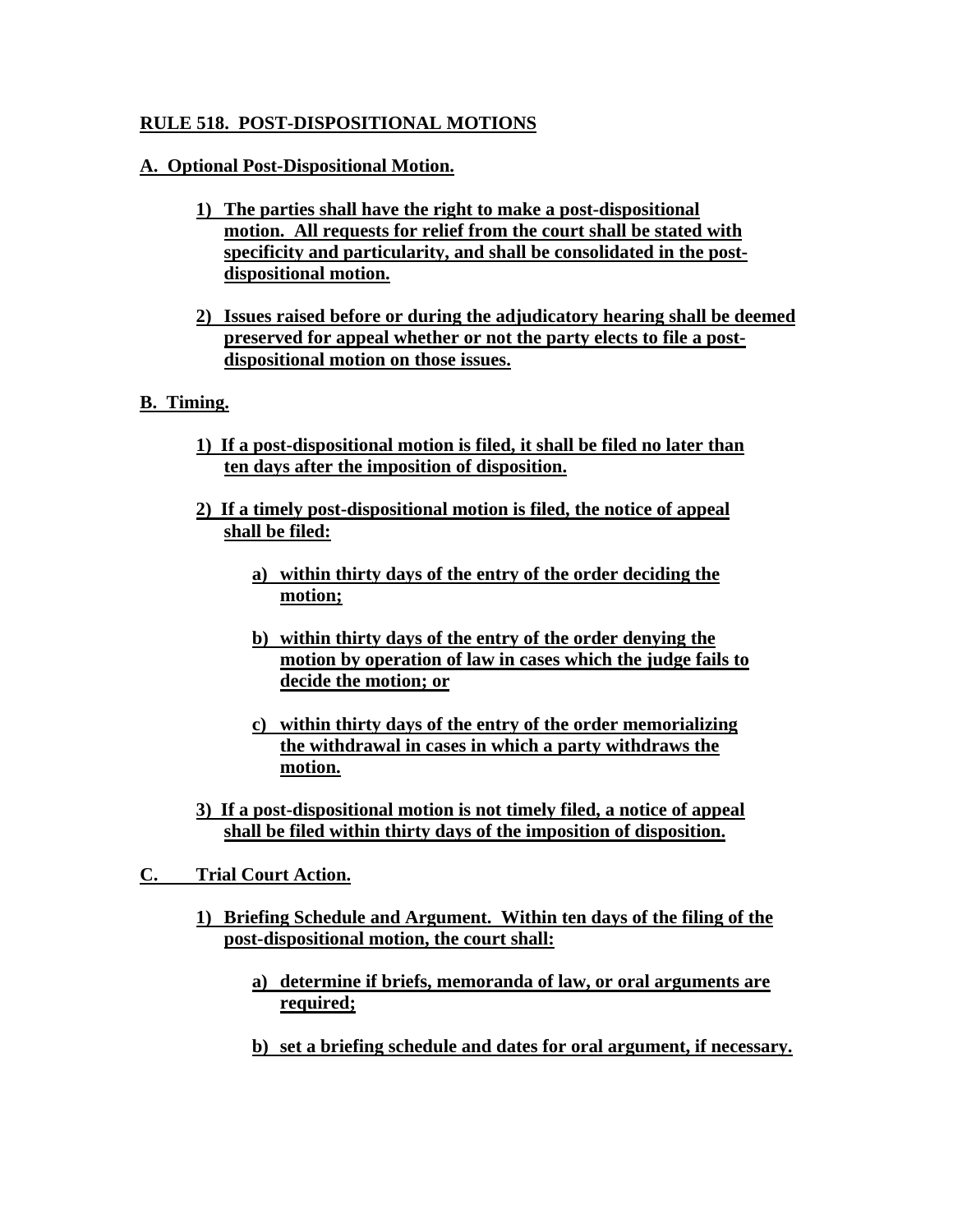**RULE 518. POST-DISPOSITIONAL MOTIONS**

**A. Optional Post-Dispositional Motion.**

1) **The parties shall have the right to make a post-dispositional motion. All requests for relief from the court shall be stated with specificity and particularity, and shall be consolidated in the post-dispositional motion.**

2) **Issues raised before or during the adjudicatory hearing shall be deemed preserved for appeal whether or not the party elects to file a post-dispositional motion on those issues.**

**B. Timing.**

1) **If a post-dispositional motion is filed, it shall be filed no later than ten days after the imposition of disposition.**

2) **If a timely post-dispositional motion is filed, the notice of appeal shall be filed:**

   a) **within thirty days of the entry of the order deciding the motion;**

   b) **within thirty days of the entry of the order denying the motion by operation of law in cases which the judge fails to decide the motion; or**

   c) **within thirty days of the entry of the order memorializing the withdrawal in cases in which a party withdraws the motion.**

3) **If a post-dispositional motion is not timely filed, a notice of appeal shall be filed within thirty days of the imposition of disposition.**

**C. Trial Court Action.**

1) **Briefing Schedule and Argument. Within ten days of the filing of the post-dispositional motion, the court shall:**

   a) **determine if briefs, memoranda of law, or oral arguments are required;**

   b) **set a briefing schedule and dates for oral argument, if necessary.**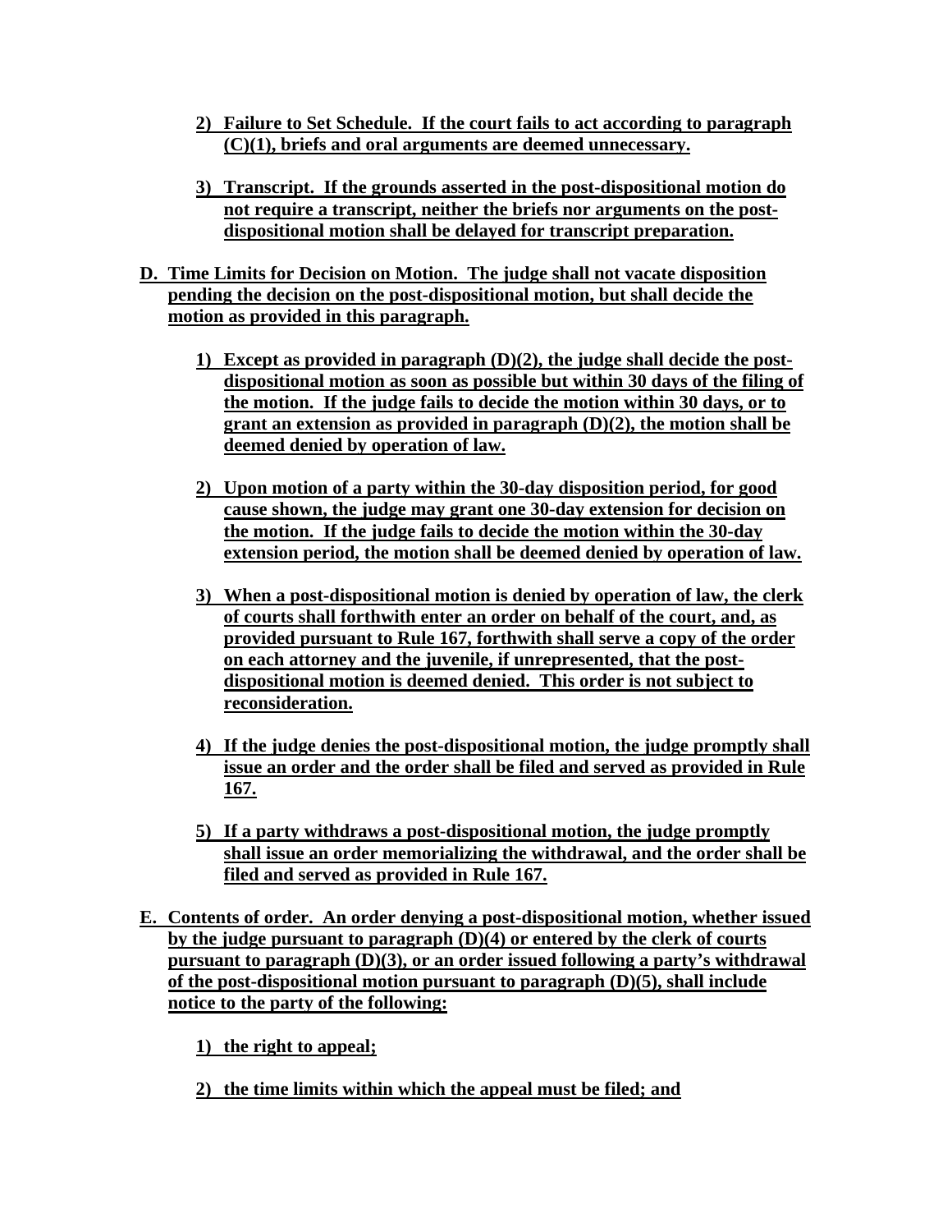2) **Failure to Set Schedule. If the court fails to act according to paragraph (C)(1), briefs and oral arguments are deemed unnecessary.**

3) **Transcript. If the grounds asserted in the post-dispositional motion do not require a transcript, neither the briefs nor arguments on the post-dispositional motion shall be delayed for transcript preparation.**

**D. Time Limits for Decision on Motion. The judge shall not vacate disposition pending the decision on the post-dispositional motion, but shall decide the motion as provided in this paragraph.**

1) **Except as provided in paragraph (D)(2), the judge shall decide the post-dispositional motion as soon as possible but within 30 days of the filing of the motion. If the judge fails to decide the motion within 30 days, or to grant an extension as provided in paragraph (D)(2), the motion shall be deemed denied by operation of law.**

2) **Upon motion of a party within the 30-day disposition period, for good cause shown, the judge may grant one 30-day extension for decision on the motion. If the judge fails to decide the motion within the 30-day extension period, the motion shall be deemed denied by operation of law.**

3) **When a post-dispositional motion is denied by operation of law, the clerk of courts shall forthwith enter an order on behalf of the court, and, as provided pursuant to Rule 167, forthwith shall serve a copy of the order on each attorney and the juvenile, if unrepresented, that the post-dispositional motion is deemed denied. This order is not subject to reconsideration.**

4) **If the judge denies the post-dispositional motion, the judge promptly shall issue an order and the order shall be filed and served as provided in Rule 167.**

5) **If a party withdraws a post-dispositional motion, the judge promptly shall issue an order memorializing the withdrawal, and the order shall be filed and served as provided in Rule 167.**

**E. Contents of order. An order denying a post-dispositional motion, whether issued by the judge pursuant to paragraph (D)(4) or entered by the clerk of courts pursuant to paragraph (D)(3), or an order issued following a party's withdrawal of the post-dispositional motion pursuant to paragraph (D)(5), shall include notice to the party of the following:**

1) **the right to appeal;**

2) **the time limits within which the appeal must be filed; and**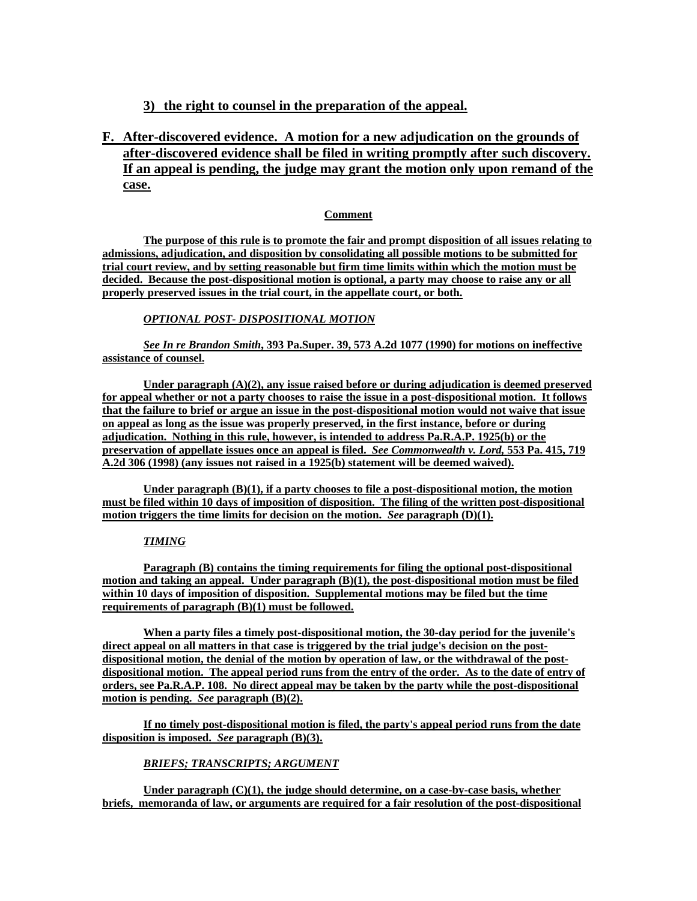**3) the right to counsel in the preparation of the appeal.**

**F. After-discovered evidence. A motion for a new adjudication on the grounds of after-discovered evidence shall be filed in writing promptly after such discovery. If an appeal is pending, the judge may grant the motion only upon remand of the case.**

**Comment**

**The purpose of this rule is to promote the fair and prompt disposition of all issues relating to admissions, adjudication, and disposition by consolidating all possible motions to be submitted for trial court review, and by setting reasonable but firm time limits within which the motion must be decided. Because the post-dispositional motion is optional, a party may choose to raise any or all properly preserved issues in the trial court, in the appellate court, or both.**

***OPTIONAL POST- DISPOSITIONAL MOTION***

***See In re Brandon Smith*, 393 Pa.Super. 39, 573 A.2d 1077 (1990) for motions on ineffective assistance of counsel.**

**Under paragraph (A)(2), any issue raised before or during adjudication is deemed preserved for appeal whether or not a party chooses to raise the issue in a post-dispositional motion. It follows that the failure to brief or argue an issue in the post-dispositional motion would not waive that issue on appeal as long as the issue was properly preserved, in the first instance, before or during adjudication. Nothing in this rule, however, is intended to address Pa.R.A.P. 1925(b) or the preservation of appellate issues once an appeal is filed. *See Commonwealth v. Lord*, 553 Pa. 415, 719 A.2d 306 (1998) (any issues not raised in a 1925(b) statement will be deemed waived).**

**Under paragraph (B)(1), if a party chooses to file a post-dispositional motion, the motion must be filed within 10 days of imposition of disposition. The filing of the written post-dispositional motion triggers the time limits for decision on the motion. *See* paragraph (D)(1).**

***TIMING***

**Paragraph (B) contains the timing requirements for filing the optional post-dispositional motion and taking an appeal. Under paragraph (B)(1), the post-dispositional motion must be filed within 10 days of imposition of disposition. Supplemental motions may be filed but the time requirements of paragraph (B)(1) must be followed.**

**When a party files a timely post-dispositional motion, the 30-day period for the juvenile's direct appeal on all matters in that case is triggered by the trial judge's decision on the post-dispositional motion, the denial of the motion by operation of law, or the withdrawal of the post-dispositional motion. The appeal period runs from the entry of the order. As to the date of entry of orders, see Pa.R.A.P. 108. No direct appeal may be taken by the party while the post-dispositional motion is pending. *See* paragraph (B)(2).**

**If no timely post-dispositional motion is filed, the party's appeal period runs from the date disposition is imposed. *See* paragraph (B)(3).**

***BRIEFS; TRANSCRIPTS; ARGUMENT***

**Under paragraph (C)(1), the judge should determine, on a case-by-case basis, whether briefs, memoranda of law, or arguments are required for a fair resolution of the post-dispositional**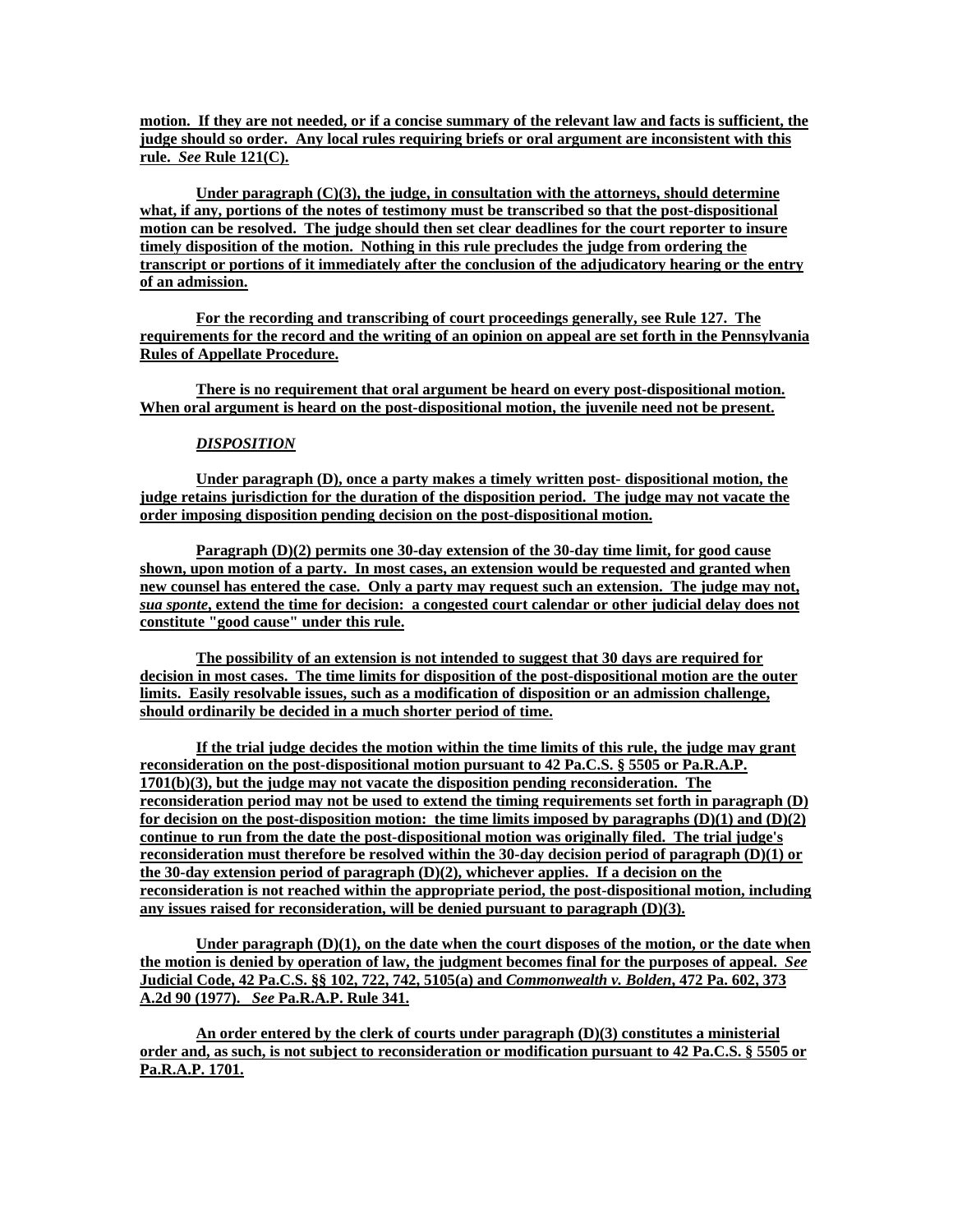**motion. If they are not needed, or if a concise summary of the relevant law and facts is sufficient, the judge should so order. Any local rules requiring briefs or oral argument are inconsistent with this rule.** ***See*** **Rule 121(C).**

**Under paragraph (C)(3), the judge, in consultation with the attorneys, should determine what, if any, portions of the notes of testimony must be transcribed so that the post-dispositional motion can be resolved. The judge should then set clear deadlines for the court reporter to insure timely disposition of the motion. Nothing in this rule precludes the judge from ordering the transcript or portions of it immediately after the conclusion of the adjudicatory hearing or the entry of an admission.**

**For the recording and transcribing of court proceedings generally, see Rule 127. The requirements for the record and the writing of an opinion on appeal are set forth in the Pennsylvania Rules of Appellate Procedure.**

**There is no requirement that oral argument be heard on every post-dispositional motion. When oral argument is heard on the post-dispositional motion, the juvenile need not be present.**

***DISPOSITION***

**Under paragraph (D), once a party makes a timely written post- dispositional motion, the judge retains jurisdiction for the duration of the disposition period. The judge may not vacate the order imposing disposition pending decision on the post-dispositional motion.**

**Paragraph (D)(2) permits one 30-day extension of the 30-day time limit, for good cause shown, upon motion of a party. In most cases, an extension would be requested and granted when new counsel has entered the case. Only a party may request such an extension. The judge may not,** ***sua sponte*****, extend the time for decision: a congested court calendar or other judicial delay does not constitute "good cause" under this rule.**

**The possibility of an extension is not intended to suggest that 30 days are required for decision in most cases. The time limits for disposition of the post-dispositional motion are the outer limits. Easily resolvable issues, such as a modification of disposition or an admission challenge, should ordinarily be decided in a much shorter period of time.**

**If the trial judge decides the motion within the time limits of this rule, the judge may grant reconsideration on the post-dispositional motion pursuant to 42 Pa.C.S. § 5505 or Pa.R.A.P. 1701(b)(3), but the judge may not vacate the disposition pending reconsideration. The reconsideration period may not be used to extend the timing requirements set forth in paragraph (D) for decision on the post-disposition motion: the time limits imposed by paragraphs (D)(1) and (D)(2) continue to run from the date the post-dispositional motion was originally filed. The trial judge's reconsideration must therefore be resolved within the 30-day decision period of paragraph (D)(1) or the 30-day extension period of paragraph (D)(2), whichever applies. If a decision on the reconsideration is not reached within the appropriate period, the post-dispositional motion, including any issues raised for reconsideration, will be denied pursuant to paragraph (D)(3).**

**Under paragraph (D)(1), on the date when the court disposes of the motion, or the date when the motion is denied by operation of law, the judgment becomes final for the purposes of appeal.** ***See*** **Judicial Code, 42 Pa.C.S. §§ 102, 722, 742, 5105(a) and** ***Commonwealth v. Bolden*****, 472 Pa. 602, 373 A.2d 90 (1977).** ***See*** **Pa.R.A.P. Rule 341.**

**An order entered by the clerk of courts under paragraph (D)(3) constitutes a ministerial order and, as such, is not subject to reconsideration or modification pursuant to 42 Pa.C.S. § 5505 or Pa.R.A.P. 1701.**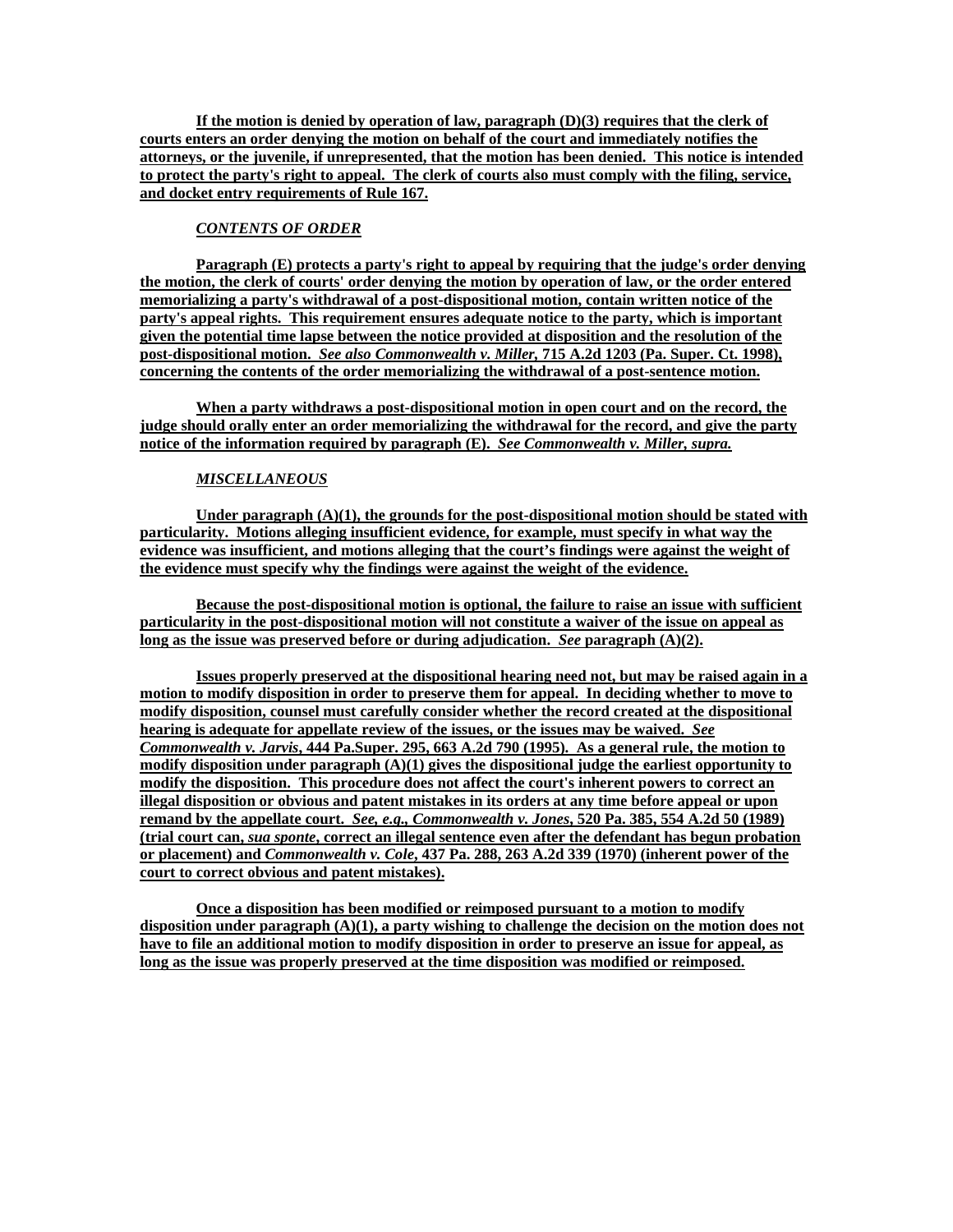**If the motion is denied by operation of law, paragraph (D)(3) requires that the clerk of courts enters an order denying the motion on behalf of the court and immediately notifies the attorneys, or the juvenile, if unrepresented, that the motion has been denied. This notice is intended to protect the party's right to appeal. The clerk of courts also must comply with the filing, service, and docket entry requirements of Rule 167.**

***CONTENTS OF ORDER***

**Paragraph (E) protects a party's right to appeal by requiring that the judge's order denying the motion, the clerk of courts' order denying the motion by operation of law, or the order entered memorializing a party's withdrawal of a post-dispositional motion, contain written notice of the party's appeal rights. This requirement ensures adequate notice to the party, which is important given the potential time lapse between the notice provided at disposition and the resolution of the post-dispositional motion. *See also Commonwealth v. Miller*, 715 A.2d 1203 (Pa. Super. Ct. 1998), concerning the contents of the order memorializing the withdrawal of a post-sentence motion.**

**When a party withdraws a post-dispositional motion in open court and on the record, the judge should orally enter an order memorializing the withdrawal for the record, and give the party notice of the information required by paragraph (E). *See Commonwealth v. Miller, supra.***

***MISCELLANEOUS***

**Under paragraph (A)(1), the grounds for the post-dispositional motion should be stated with particularity. Motions alleging insufficient evidence, for example, must specify in what way the evidence was insufficient, and motions alleging that the court's findings were against the weight of the evidence must specify why the findings were against the weight of the evidence.**

**Because the post-dispositional motion is optional, the failure to raise an issue with sufficient particularity in the post-dispositional motion will not constitute a waiver of the issue on appeal as long as the issue was preserved before or during adjudication. *See* paragraph (A)(2).**

**Issues properly preserved at the dispositional hearing need not, but may be raised again in a motion to modify disposition in order to preserve them for appeal. In deciding whether to move to modify disposition, counsel must carefully consider whether the record created at the dispositional hearing is adequate for appellate review of the issues, or the issues may be waived. *See Commonwealth v. Jarvis*, 444 Pa.Super. 295, 663 A.2d 790 (1995). As a general rule, the motion to modify disposition under paragraph (A)(1) gives the dispositional judge the earliest opportunity to modify the disposition. This procedure does not affect the court's inherent powers to correct an illegal disposition or obvious and patent mistakes in its orders at any time before appeal or upon remand by the appellate court. *See, e.g., Commonwealth v. Jones*, 520 Pa. 385, 554 A.2d 50 (1989) (trial court can, *sua sponte*, correct an illegal sentence even after the defendant has begun probation or placement) and *Commonwealth v. Cole*, 437 Pa. 288, 263 A.2d 339 (1970) (inherent power of the court to correct obvious and patent mistakes).**

**Once a disposition has been modified or reimposed pursuant to a motion to modify disposition under paragraph (A)(1), a party wishing to challenge the decision on the motion does not have to file an additional motion to modify disposition in order to preserve an issue for appeal, as long as the issue was properly preserved at the time disposition was modified or reimposed.**